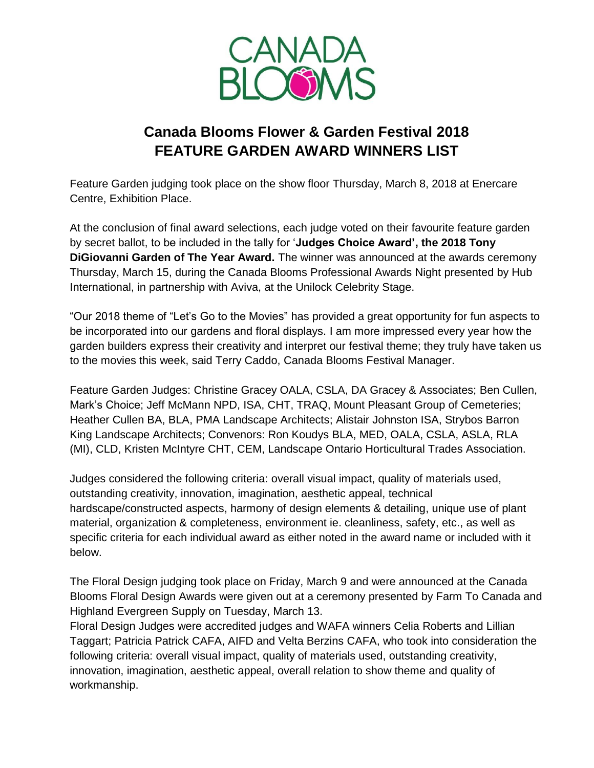# Canada Blooms Flower & Garden Festival 2018
# FEATURE GARDEN AWARD WINNERS LIST

Feature Garden judging took place on the show floor Thursday, March 8, 2018 at Enercare Centre, Exhibition Place.

At the conclusion of final award selections, each judge voted on their favourite feature garden by secret ballot, to be included in the tally for '**Judges Choice Award', the 2018 Tony DiGiovanni Garden of The Year Award.** The winner was announced at the awards ceremony Thursday, March 15, during the Canada Blooms Professional Awards Night presented by Hub International, in partnership with Aviva, at the Unilock Celebrity Stage.

"Our 2018 theme of "Let's Go to the Movies" has provided a great opportunity for fun aspects to be incorporated into our gardens and floral displays. I am more impressed every year how the garden builders express their creativity and interpret our festival theme; they truly have taken us to the movies this week, said Terry Caddo, Canada Blooms Festival Manager.

Feature Garden Judges: Christine Gracey OALA, CSLA, DA Gracey & Associates; Ben Cullen, Mark's Choice; Jeff McMann NPD, ISA, CHT, TRAQ, Mount Pleasant Group of Cemeteries; Heather Cullen BA, BLA, PMA Landscape Architects; Alistair Johnston ISA, Strybos Barron King Landscape Architects; Convenors: Ron Koudys BLA, MED, OALA, CSLA, ASLA, RLA (MI), CLD, Kristen McIntyre CHT, CEM, Landscape Ontario Horticultural Trades Association.

Judges considered the following criteria: overall visual impact, quality of materials used, outstanding creativity, innovation, imagination, aesthetic appeal, technical hardscape/constructed aspects, harmony of design elements & detailing, unique use of plant material, organization & completeness, environment ie. cleanliness, safety, etc., as well as specific criteria for each individual award as either noted in the award name or included with it below.

The Floral Design judging took place on Friday, March 9 and were announced at the Canada Blooms Floral Design Awards were given out at a ceremony presented by Farm To Canada and Highland Evergreen Supply on Tuesday, March 13.
Floral Design Judges were accredited judges and WAFA winners Celia Roberts and Lillian Taggart; Patricia Patrick CAFA, AIFD and Velta Berzins CAFA, who took into consideration the following criteria: overall visual impact, quality of materials used, outstanding creativity, innovation, imagination, aesthetic appeal, overall relation to show theme and quality of workmanship.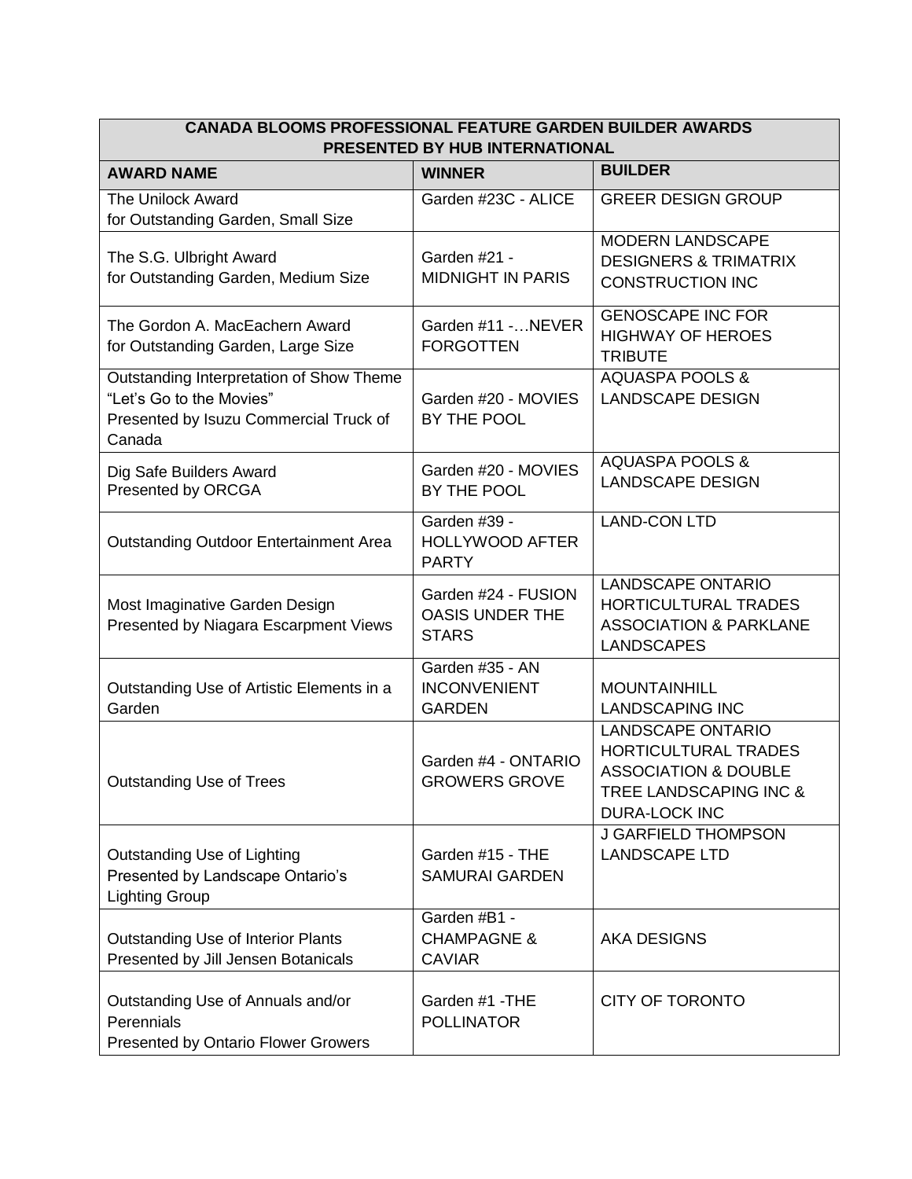| CANADA BLOOMS PROFESSIONAL FEATURE GARDEN BUILDER AWARDS PRESENTED BY HUB INTERNATIONAL | | |
|---|---|---|
| **AWARD NAME** | **WINNER** | **BUILDER** |
| The Unilock Award for Outstanding Garden, Small Size | Garden #23C - ALICE | GREER DESIGN GROUP |
| The S.G. Ulbright Award for Outstanding Garden, Medium Size | Garden #21 - MIDNIGHT IN PARIS | MODERN LANDSCAPE DESIGNERS & TRIMATRIX CONSTRUCTION INC |
| The Gordon A. MacEachern Award for Outstanding Garden, Large Size | Garden #11 -…NEVER FORGOTTEN | GENOSCAPE INC FOR HIGHWAY OF HEROES TRIBUTE |
| Outstanding Interpretation of Show Theme "Let's Go to the Movies" Presented by Isuzu Commercial Truck of Canada | Garden #20 - MOVIES BY THE POOL | AQUASPA POOLS & LANDSCAPE DESIGN |
| Dig Safe Builders Award Presented by ORCGA | Garden #20 - MOVIES BY THE POOL | AQUASPA POOLS & LANDSCAPE DESIGN |
| Outstanding Outdoor Entertainment Area | Garden #39 - HOLLYWOOD AFTER PARTY | LAND-CON LTD |
| Most Imaginative Garden Design Presented by Niagara Escarpment Views | Garden #24 - FUSION OASIS UNDER THE STARS | LANDSCAPE ONTARIO HORTICULTURAL TRADES ASSOCIATION & PARKLANE LANDSCAPES |
| Outstanding Use of Artistic Elements in a Garden | Garden #35 - AN INCONVENIENT GARDEN | MOUNTAINHILL LANDSCAPING INC |
| Outstanding Use of Trees | Garden #4 - ONTARIO GROWERS GROVE | LANDSCAPE ONTARIO HORTICULTURAL TRADES ASSOCIATION & DOUBLE TREE LANDSCAPING INC & DURA-LOCK INC |
| Outstanding Use of Lighting Presented by Landscape Ontario's Lighting Group | Garden #15 - THE SAMURAI GARDEN | J GARFIELD THOMPSON LANDSCAPE LTD |
| Outstanding Use of Interior Plants Presented by Jill Jensen Botanicals | Garden #B1 - CHAMPAGNE & CAVIAR | AKA DESIGNS |
| Outstanding Use of Annuals and/or Perennials Presented by Ontario Flower Growers | Garden #1 -THE POLLINATOR | CITY OF TORONTO |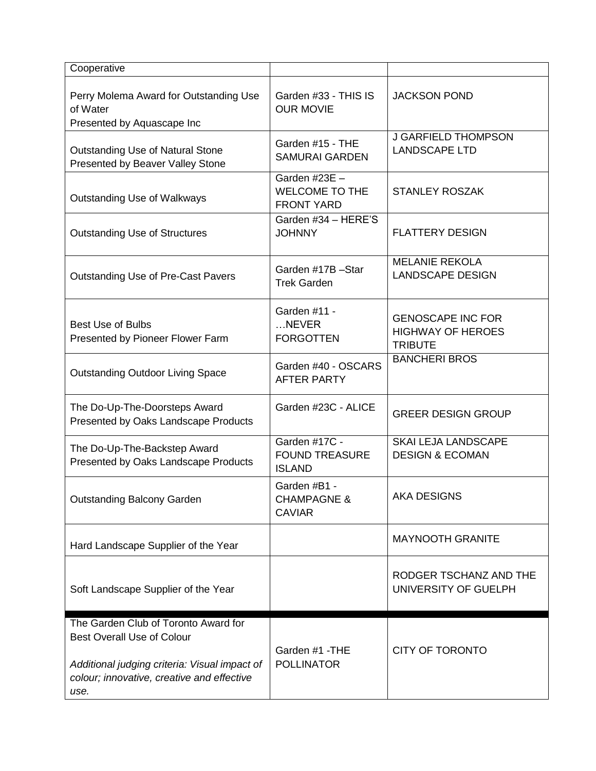| | | |
|---|---|---|
| Cooperative | | |
| Perry Molema Award for Outstanding Use of Water<br>Presented by Aquascape Inc | Garden #33 - THIS IS OUR MOVIE | JACKSON POND |
| Outstanding Use of Natural Stone<br>Presented by Beaver Valley Stone | Garden #15 - THE SAMURAI GARDEN | J GARFIELD THOMPSON LANDSCAPE LTD |
| Outstanding Use of Walkways | Garden #23E – WELCOME TO THE FRONT YARD | STANLEY ROSZAK |
| Outstanding Use of Structures | Garden #34 – HERE'S JOHNNY | FLATTERY DESIGN |
| Outstanding Use of Pre-Cast Pavers | Garden #17B –Star Trek Garden | MELANIE REKOLA LANDSCAPE DESIGN |
| Best Use of Bulbs<br>Presented by Pioneer Flower Farm | Garden #11 - …NEVER FORGOTTEN | GENOSCAPE INC FOR HIGHWAY OF HEROES TRIBUTE |
| Outstanding Outdoor Living Space | Garden #40 - OSCARS AFTER PARTY | BANCHERI BROS |
| The Do-Up-The-Doorsteps Award<br>Presented by Oaks Landscape Products | Garden #23C - ALICE | GREER DESIGN GROUP |
| The Do-Up-The-Backstep Award<br>Presented by Oaks Landscape Products | Garden #17C - FOUND TREASURE ISLAND | SKAI LEJA LANDSCAPE DESIGN & ECOMAN |
| Outstanding Balcony Garden | Garden #B1 - CHAMPAGNE & CAVIAR | AKA DESIGNS |
| Hard Landscape Supplier of the Year | | MAYNOOTH GRANITE |
| Soft Landscape Supplier of the Year | | RODGER TSCHANZ AND THE UNIVERSITY OF GUELPH |
| The Garden Club of Toronto Award for Best Overall Use of Colour<br>*Additional judging criteria: Visual impact of colour; innovative, creative and effective use.* | Garden #1 -THE POLLINATOR | CITY OF TORONTO |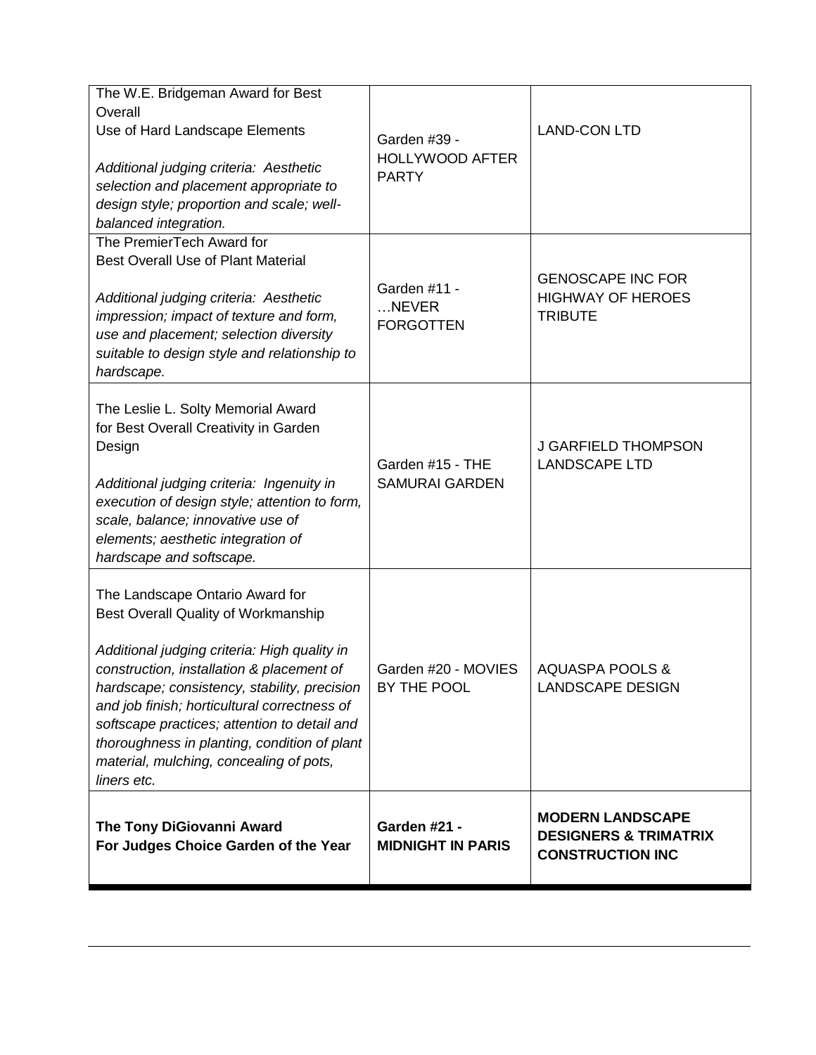| | | |
|---|---|---|
| The W.E. Bridgeman Award for Best Overall Use of Hard Landscape Elements<br><br>*Additional judging criteria: Aesthetic selection and placement appropriate to design style; proportion and scale; well-balanced integration.* | Garden #39 - HOLLYWOOD AFTER PARTY | LAND-CON LTD |
| The PremierTech Award for Best Overall Use of Plant Material<br><br>*Additional judging criteria: Aesthetic impression; impact of texture and form, use and placement; selection diversity suitable to design style and relationship to hardscape.* | Garden #11 - …NEVER FORGOTTEN | GENOSCAPE INC FOR HIGHWAY OF HEROES TRIBUTE |
| The Leslie L. Solty Memorial Award for Best Overall Creativity in Garden Design<br><br>*Additional judging criteria: Ingenuity in execution of design style; attention to form, scale, balance; innovative use of elements; aesthetic integration of hardscape and softscape.* | Garden #15 - THE SAMURAI GARDEN | J GARFIELD THOMPSON LANDSCAPE LTD |
| The Landscape Ontario Award for Best Overall Quality of Workmanship<br><br>*Additional judging criteria: High quality in construction, installation & placement of hardscape; consistency, stability, precision and job finish; horticultural correctness of softscape practices; attention to detail and thoroughness in planting, condition of plant material, mulching, concealing of pots, liners etc.* | Garden #20 - MOVIES BY THE POOL | AQUASPA POOLS & LANDSCAPE DESIGN |
| **The Tony DiGiovanni Award For Judges Choice Garden of the Year** | **Garden #21 - MIDNIGHT IN PARIS** | **MODERN LANDSCAPE DESIGNERS & TRIMATRIX CONSTRUCTION INC** |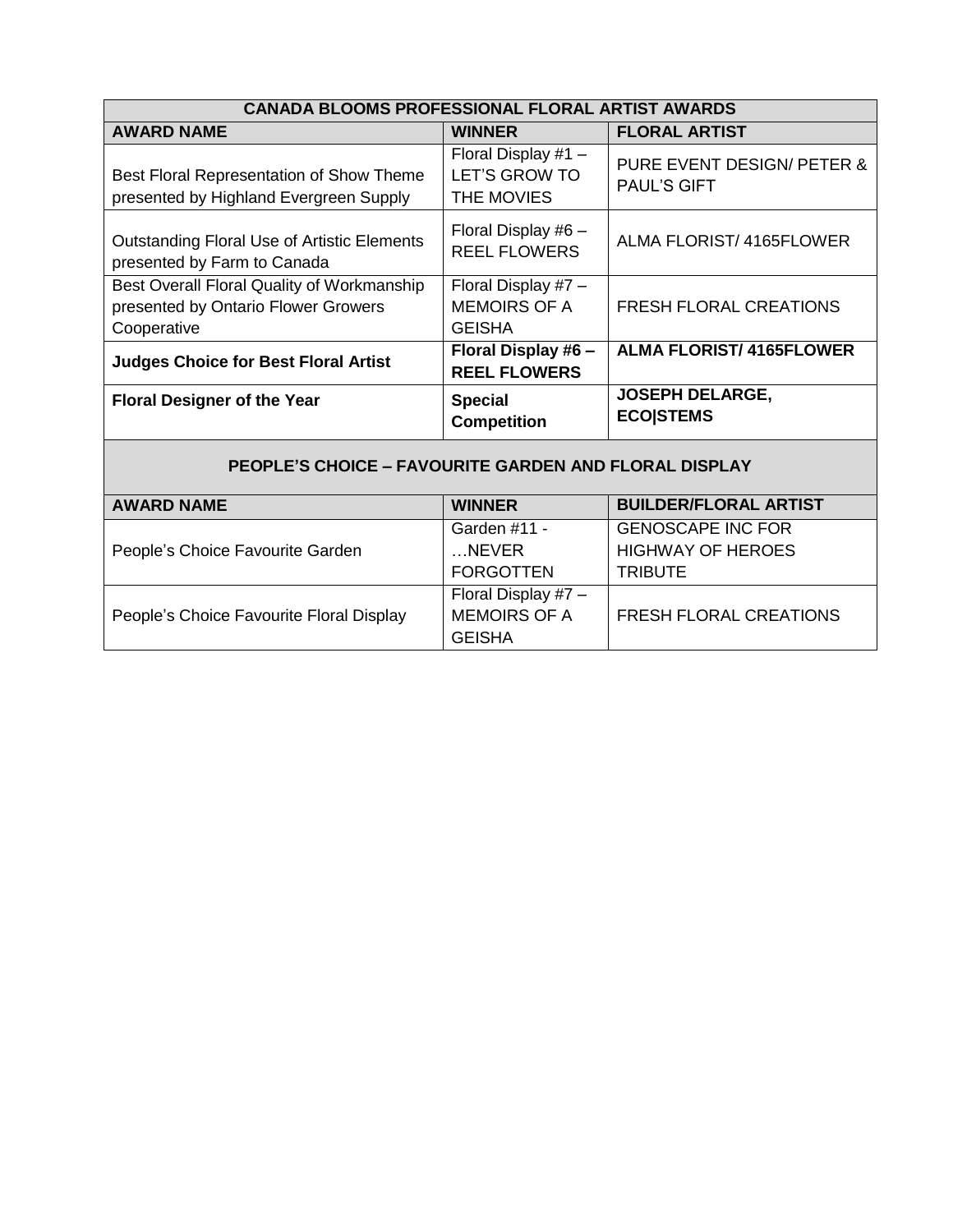| CANADA BLOOMS PROFESSIONAL FLORAL ARTIST AWARDS | | |
|---|---|---|
| **AWARD NAME** | **WINNER** | **FLORAL ARTIST** |
| Best Floral Representation of Show Theme presented by Highland Evergreen Supply | Floral Display #1 – LET'S GROW TO THE MOVIES | PURE EVENT DESIGN/ PETER & PAUL'S GIFT |
| Outstanding Floral Use of Artistic Elements presented by Farm to Canada | Floral Display #6 – REEL FLOWERS | ALMA FLORIST/ 4165FLOWER |
| Best Overall Floral Quality of Workmanship presented by Ontario Flower Growers Cooperative | Floral Display #7 – MEMOIRS OF A GEISHA | FRESH FLORAL CREATIONS |
| **Judges Choice for Best Floral Artist** | **Floral Display #6 – REEL FLOWERS** | **ALMA FLORIST/ 4165FLOWER** |
| **Floral Designer of the Year** | **Special Competition** | **JOSEPH DELARGE, ECO\|STEMS** |

| PEOPLE'S CHOICE – FAVOURITE GARDEN AND FLORAL DISPLAY | | |
|---|---|---|
| **AWARD NAME** | **WINNER** | **BUILDER/FLORAL ARTIST** |
| People's Choice Favourite Garden | Garden #11 - …NEVER FORGOTTEN | GENOSCAPE INC FOR HIGHWAY OF HEROES TRIBUTE |
| People's Choice Favourite Floral Display | Floral Display #7 – MEMOIRS OF A GEISHA | FRESH FLORAL CREATIONS |